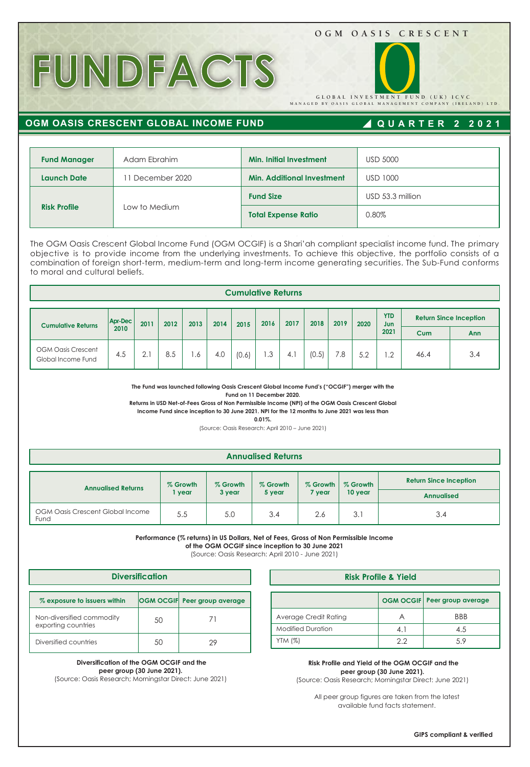OGM OASIS CRESCENT

# FUNDFACTS

GLOBAL INVESTMENT FUND (UK) ICVC
MANAGED BY OASIS GLOBAL MANAGEMENT COMPANY (IRELAND) LTD.

## OGM OASIS CRESCENT GLOBAL INCOME FUND

**QUARTER 2 2021**

| **Fund Manager** | Adam Ebrahim | **Min. Initial Investment** | USD 5000 |
|---|---|---|---|
| **Launch Date** | 11 December 2020 | **Min. Additional Investment** | USD 1000 |
| **Risk Profile** | Low to Medium | **Fund Size** | USD 53.3 million |
| | | **Total Expense Ratio** | 0.80% |

The OGM Oasis Crescent Global Income Fund (OGM OCGIF) is a Shari'ah compliant specialist income fund. The primary objective is to provide income from the underlying investments. To achieve this objective, the portfolio consists of a combination of foreign short-term, medium-term and long-term income generating securities. The Sub-Fund conforms to moral and cultural beliefs.

### Cumulative Returns

| Cumulative Returns | Apr-Dec 2010 | 2011 | 2012 | 2013 | 2014 | 2015 | 2016 | 2017 | 2018 | 2019 | 2020 | YTD Jun 2021 | Return Since Inception | |
|---|---|---|---|---|---|---|---|---|---|---|---|---|---|---|
| | | | | | | | | | | | | | Cum | Ann |
| OGM Oasis Crescent Global Income Fund | 4.5 | 2.1 | 8.5 | 1.6 | 4.0 | (0.6) | 1.3 | 4.1 | (0.5) | 7.8 | 5.2 | 1.2 | 46.4 | 3.4 |

**The Fund was launched following Oasis Crescent Global Income Fund's ("OCGIF") merger with the Fund on 11 December 2020.**
**Returns in USD Net-of-Fees Gross of Non Permissible Income (NPI) of the OGM Oasis Crescent Global Income Fund since inception to 30 June 2021. NPI for the 12 months to June 2021 was less than 0.01%.**
(Source: Oasis Research: April 2010 – June 2021)

### Annualised Returns

| Annualised Returns | % Growth 1 year | % Growth 3 year | % Growth 5 year | % Growth 7 year | % Growth 10 year | Return Since Inception |
|---|---|---|---|---|---|---|
| | | | | | | Annualised |
| OGM Oasis Crescent Global Income Fund | 5.5 | 5.0 | 3.4 | 2.6 | 3.1 | 3.4 |

**Performance (% returns) in US Dollars, Net of Fees, Gross of Non Permissible Income of the OGM OCGIF since inception to 30 June 2021**
(Source: Oasis Research: April 2010 - June 2021)

### Diversification

| % exposure to issuers within | OGM OCGIF | Peer group average |
|---|---|---|
| Non-diversified commodity exporting countries | 50 | 71 |
| Diversified countries | 50 | 29 |

**Diversification of the OGM OCGIF and the peer group (30 June 2021).**
(Source: Oasis Research; Morningstar Direct: June 2021)

### Risk Profile & Yield

| | OGM OCGIF | Peer group average |
|---|---|---|
| Average Credit Rating | A | BBB |
| Modified Duration | 4.1 | 4.5 |
| YTM (%) | 2.2 | 5.9 |

**Risk Profile and Yield of the OGM OCGIF and the peer group (30 June 2021).**
(Source: Oasis Research; Morningstar Direct: June 2021)

All peer group figures are taken from the latest available fund facts statement.

**GIPS compliant & verified**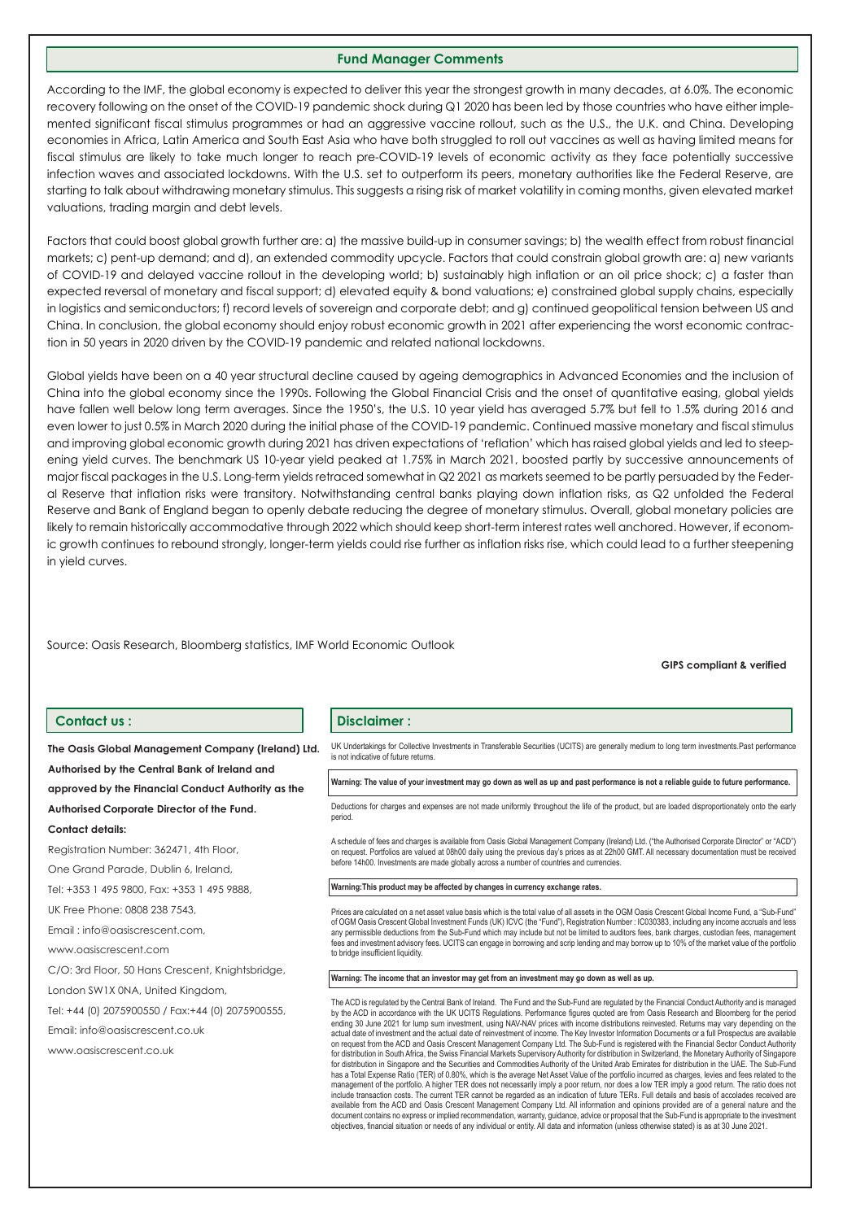## Fund Manager Comments

According to the IMF, the global economy is expected to deliver this year the strongest growth in many decades, at 6.0%. The economic recovery following on the onset of the COVID-19 pandemic shock during Q1 2020 has been led by those countries who have either implemented significant fiscal stimulus programmes or had an aggressive vaccine rollout, such as the U.S., the U.K. and China. Developing economies in Africa, Latin America and South East Asia who have both struggled to roll out vaccines as well as having limited means for fiscal stimulus are likely to take much longer to reach pre-COVID-19 levels of economic activity as they face potentially successive infection waves and associated lockdowns. With the U.S. set to outperform its peers, monetary authorities like the Federal Reserve, are starting to talk about withdrawing monetary stimulus. This suggests a rising risk of market volatility in coming months, given elevated market valuations, trading margin and debt levels.

Factors that could boost global growth further are: a) the massive build-up in consumer savings; b) the wealth effect from robust financial markets; c) pent-up demand; and d), an extended commodity upcycle. Factors that could constrain global growth are: a) new variants of COVID-19 and delayed vaccine rollout in the developing world; b) sustainably high inflation or an oil price shock; c) a faster than expected reversal of monetary and fiscal support; d) elevated equity & bond valuations; e) constrained global supply chains, especially in logistics and semiconductors; f) record levels of sovereign and corporate debt; and g) continued geopolitical tension between US and China. In conclusion, the global economy should enjoy robust economic growth in 2021 after experiencing the worst economic contraction in 50 years in 2020 driven by the COVID-19 pandemic and related national lockdowns.

Global yields have been on a 40 year structural decline caused by ageing demographics in Advanced Economies and the inclusion of China into the global economy since the 1990s. Following the Global Financial Crisis and the onset of quantitative easing, global yields have fallen well below long term averages. Since the 1950's, the U.S. 10 year yield has averaged 5.7% but fell to 1.5% during 2016 and even lower to just 0.5% in March 2020 during the initial phase of the COVID-19 pandemic. Continued massive monetary and fiscal stimulus and improving global economic growth during 2021 has driven expectations of 'reflation' which has raised global yields and led to steepening yield curves. The benchmark US 10-year yield peaked at 1.75% in March 2021, boosted partly by successive announcements of major fiscal packages in the U.S. Long-term yields retraced somewhat in Q2 2021 as markets seemed to be partly persuaded by the Federal Reserve that inflation risks were transitory. Notwithstanding central banks playing down inflation risks, as Q2 unfolded the Federal Reserve and Bank of England began to openly debate reducing the degree of monetary stimulus. Overall, global monetary policies are likely to remain historically accommodative through 2022 which should keep short-term interest rates well anchored. However, if economic growth continues to rebound strongly, longer-term yields could rise further as inflation risks rise, which could lead to a further steepening in yield curves.

Source: Oasis Research, Bloomberg statistics, IMF World Economic Outlook

**GIPS compliant & verified**

## Contact us :

**The Oasis Global Management Company (Ireland) Ltd. Authorised by the Central Bank of Ireland and approved by the Financial Conduct Authority as the Authorised Corporate Director of the Fund.**

**Contact details:**

Registration Number: 362471, 4th Floor,
One Grand Parade, Dublin 6, Ireland,
Tel: +353 1 495 9800, Fax: +353 1 495 9888,
UK Free Phone: 0808 238 7543,
Email : info@oasiscrescent.com,
www.oasiscrescent.com
C/O: 3rd Floor, 50 Hans Crescent, Knightsbridge,
London SW1X 0NA, United Kingdom,
Tel: +44 (0) 2075900550 / Fax:+44 (0) 2075900555,
Email: info@oasiscrescent.co.uk
www.oasiscrescent.co.uk

## Disclaimer :

UK Undertakings for Collective Investments in Transferable Securities (UCITS) are generally medium to long term investments.Past performance is not indicative of future returns.

**Warning: The value of your investment may go down as well as up and past performance is not a reliable guide to future performance.**

Deductions for charges and expenses are not made uniformly throughout the life of the product, but are loaded disproportionately onto the early period.

A schedule of fees and charges is available from Oasis Global Management Company (Ireland) Ltd. ("the Authorised Corporate Director" or "ACD") on request. Portfolios are valued at 08h00 daily using the previous day's prices as at 22h00 GMT. All necessary documentation must be received before 14h00. Investments are made globally across a number of countries and currencies.

**Warning:This product may be affected by changes in currency exchange rates.**

Prices are calculated on a net asset value basis which is the total value of all assets in the OGM Oasis Crescent Global Income Fund, a "Sub-Fund" of OGM Oasis Crescent Global Investment Funds (UK) ICVC (the "Fund"), Registration Number : IC030383, including any income accruals and less any permissible deductions from the Sub-Fund which may include but not be limited to auditors fees, bank charges, custodian fees, management fees and investment advisory fees. UCITS can engage in borrowing and scrip lending and may borrow up to 10% of the market value of the portfolio to bridge insufficient liquidity.

**Warning: The income that an investor may get from an investment may go down as well as up.**

The ACD is regulated by the Central Bank of Ireland. The Fund and the Sub-Fund are regulated by the Financial Conduct Authority and is managed by the ACD in accordance with the UK UCITS Regulations. Performance figures quoted are from Oasis Research and Bloomberg for the period ending 30 June 2021 for lump sum investment, using NAV-NAV prices with income distributions reinvested. Returns may vary depending on the actual date of investment and the actual date of reinvestment of income. The Key Investor Information Documents or a full Prospectus are available on request from the ACD and Oasis Crescent Management Company Ltd. The Sub-Fund is registered with the Financial Sector Conduct Authority for distribution in South Africa, the Swiss Financial Markets Supervisory Authority for distribution in Switzerland, the Monetary Authority of Singapore for distribution in Singapore and the Securities and Commodities Authority of the United Arab Emirates for distribution in the UAE. The Sub-Fund has a Total Expense Ratio (TER) of 0.80%, which is the average Net Asset Value of the portfolio incurred as charges, levies and fees related to the management of the portfolio. A higher TER does not necessarily imply a poor return, nor does a low TER imply a good return. The ratio does not include transaction costs. The current TER cannot be regarded as an indication of future TERs. Full details and basis of accolades received are available from the ACD and Oasis Crescent Management Company Ltd. All information and opinions provided are of a general nature and the document contains no express or implied recommendation, warranty, guidance, advice or proposal that the Sub-Fund is appropriate to the investment objectives, financial situation or needs of any individual or entity. All data and information (unless otherwise stated) is as at 30 June 2021.